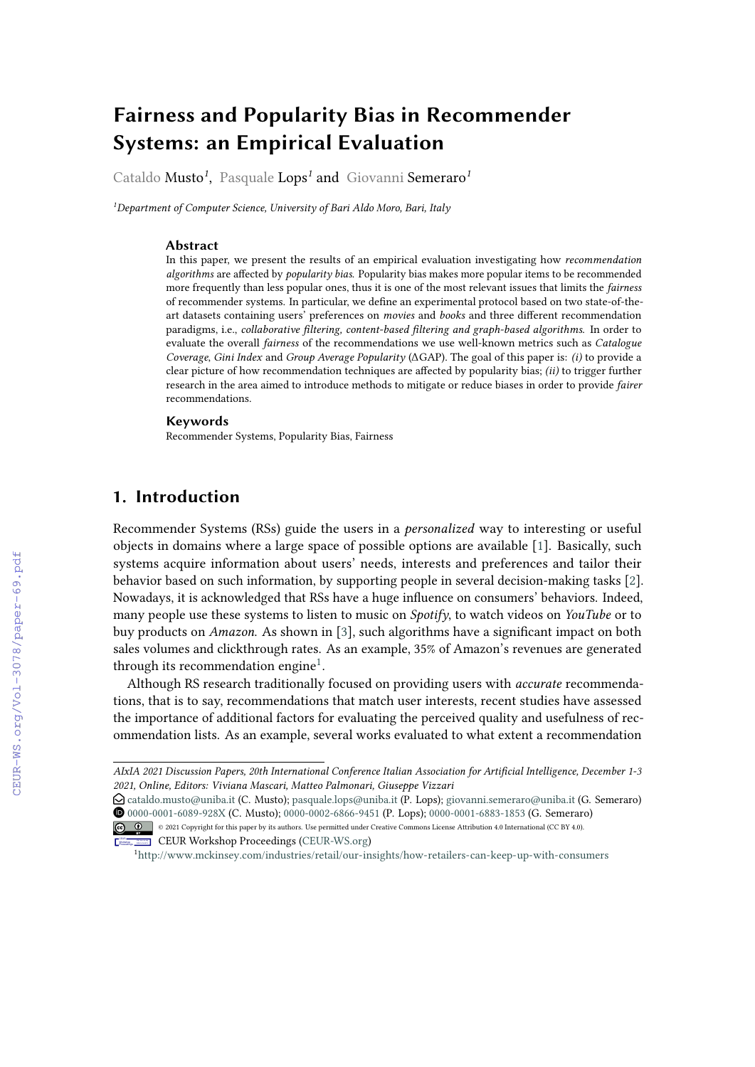# Fairness and Popularity Bias in Recommender Systems: an Empirical Evaluation

Cataldo Musto[1], Pasquale Lops[1] and Giovanni Semeraro[1]

[1]Department of Computer Science, University of Bari Aldo Moro, Bari, Italy

### Abstract

In this paper, we present the results of an empirical evaluation investigating how *recommendation algorithms* are affected by *popularity bias*. Popularity bias makes more popular items to be recommended more frequently than less popular ones, thus it is one of the most relevant issues that limits the *fairness* of recommender systems. In particular, we define an experimental protocol based on two state-of-the-art datasets containing users' preferences on *movies* and *books* and three different recommendation paradigms, i.e., *collaborative filtering, content-based filtering and graph-based algorithms*. In order to evaluate the overall *fairness* of the recommendations we use well-known metrics such as *Catalogue Coverage*, *Gini Index* and *Group Average Popularity* ($\Delta$GAP). The goal of this paper is: *(i)* to provide a clear picture of how recommendation techniques are affected by popularity bias; *(ii)* to trigger further research in the area aimed to introduce methods to mitigate or reduce biases in order to provide *fairer* recommendations.

### Keywords

Recommender Systems, Popularity Bias, Fairness

## 1. Introduction

Recommender Systems (RSs) guide the users in a *personalized* way to interesting or useful objects in domains where a large space of possible options are available [1]. Basically, such systems acquire information about users' needs, interests and preferences and tailor their behavior based on such information, by supporting people in several decision-making tasks [2]. Nowadays, it is acknowledged that RSs have a huge influence on consumers' behaviors. Indeed, many people use these systems to listen to music on *Spotify*, to watch videos on *YouTube* or to buy products on *Amazon*. As shown in [3], such algorithms have a significant impact on both sales volumes and clickthrough rates. As an example, 35% of Amazon's revenues are generated through its recommendation engine[1].

Although RS research traditionally focused on providing users with *accurate* recommendations, that is to say, recommendations that match user interests, recent studies have assessed the importance of additional factors for evaluating the perceived quality and usefulness of recommendation lists. As an example, several works evaluated to what extent a recommendation

*AIxIA 2021 Discussion Papers, 20th International Conference Italian Association for Artificial Intelligence, December 1-3 2021, Online, Editors: Viviana Mascari, Matteo Palmonari, Giuseppe Vizzari*

cataldo.musto@uniba.it (C. Musto); pasquale.lops@uniba.it (P. Lops); giovanni.semeraro@uniba.it (G. Semeraro)
0000-0001-6089-928X (C. Musto); 0000-0002-6866-9451 (P. Lops); 0000-0001-6883-1853 (G. Semeraro)

© 2021 Copyright for this paper by its authors. Use permitted under Creative Commons License Attribution 4.0 International (CC BY 4.0).

CEUR Workshop Proceedings (CEUR-WS.org)

[1]http://www.mckinsey.com/industries/retail/our-insights/how-retailers-can-keep-up-with-consumers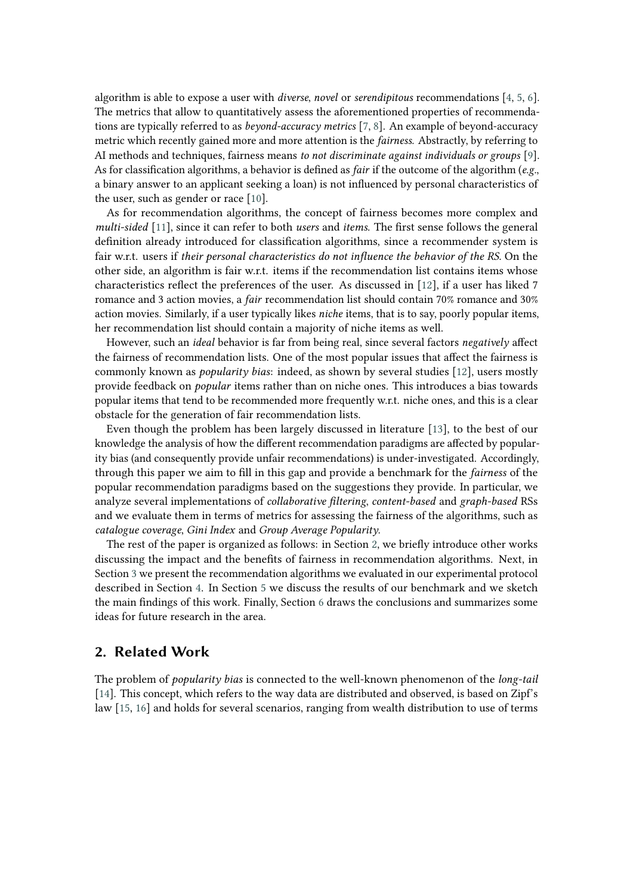algorithm is able to expose a user with *diverse*, *novel* or *serendipitous* recommendations [4, 5, 6]. The metrics that allow to quantitatively assess the aforementioned properties of recommendations are typically referred to as *beyond-accuracy metrics* [7, 8]. An example of beyond-accuracy metric which recently gained more and more attention is the *fairness*. Abstractly, by referring to AI methods and techniques, fairness means *to not discriminate against individuals or groups* [9]. As for classification algorithms, a behavior is defined as *fair* if the outcome of the algorithm (*e.g.*, a binary answer to an applicant seeking a loan) is not influenced by personal characteristics of the user, such as gender or race [10].

As for recommendation algorithms, the concept of fairness becomes more complex and *multi-sided* [11], since it can refer to both *users* and *items*. The first sense follows the general definition already introduced for classification algorithms, since a recommender system is fair w.r.t. users if *their personal characteristics do not influence the behavior of the RS*. On the other side, an algorithm is fair w.r.t. items if the recommendation list contains items whose characteristics reflect the preferences of the user. As discussed in [12], if a user has liked 7 romance and 3 action movies, a *fair* recommendation list should contain 70% romance and 30% action movies. Similarly, if a user typically likes *niche* items, that is to say, poorly popular items, her recommendation list should contain a majority of niche items as well.

However, such an *ideal* behavior is far from being real, since several factors *negatively* affect the fairness of recommendation lists. One of the most popular issues that affect the fairness is commonly known as *popularity bias*: indeed, as shown by several studies [12], users mostly provide feedback on *popular* items rather than on niche ones. This introduces a bias towards popular items that tend to be recommended more frequently w.r.t. niche ones, and this is a clear obstacle for the generation of fair recommendation lists.

Even though the problem has been largely discussed in literature [13], to the best of our knowledge the analysis of how the different recommendation paradigms are affected by popularity bias (and consequently provide unfair recommendations) is under-investigated. Accordingly, through this paper we aim to fill in this gap and provide a benchmark for the *fairness* of the popular recommendation paradigms based on the suggestions they provide. In particular, we analyze several implementations of *collaborative filtering*, *content-based* and *graph-based* RSs and we evaluate them in terms of metrics for assessing the fairness of the algorithms, such as *catalogue coverage*, *Gini Index* and *Group Average Popularity*.

The rest of the paper is organized as follows: in Section 2, we briefly introduce other works discussing the impact and the benefits of fairness in recommendation algorithms. Next, in Section 3 we present the recommendation algorithms we evaluated in our experimental protocol described in Section 4. In Section 5 we discuss the results of our benchmark and we sketch the main findings of this work. Finally, Section 6 draws the conclusions and summarizes some ideas for future research in the area.

## 2. Related Work

The problem of *popularity bias* is connected to the well-known phenomenon of the *long-tail* [14]. This concept, which refers to the way data are distributed and observed, is based on Zipf's law [15, 16] and holds for several scenarios, ranging from wealth distribution to use of terms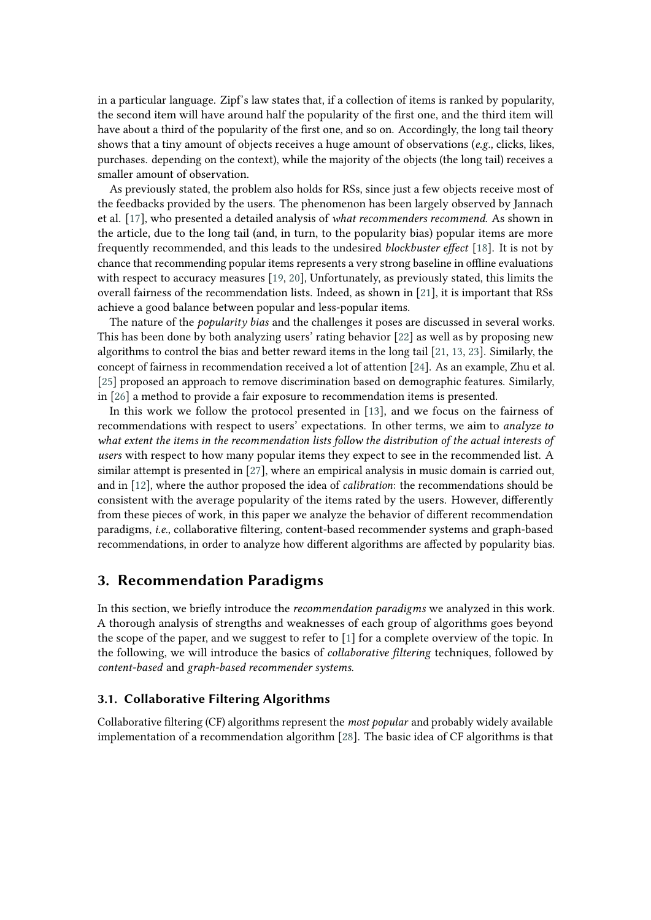in a particular language. Zipf's law states that, if a collection of items is ranked by popularity, the second item will have around half the popularity of the first one, and the third item will have about a third of the popularity of the first one, and so on. Accordingly, the long tail theory shows that a tiny amount of objects receives a huge amount of observations (*e.g.,* clicks, likes, purchases. depending on the context), while the majority of the objects (the long tail) receives a smaller amount of observation.

As previously stated, the problem also holds for RSs, since just a few objects receive most of the feedbacks provided by the users. The phenomenon has been largely observed by Jannach et al. [17], who presented a detailed analysis of *what recommenders recommend*. As shown in the article, due to the long tail (and, in turn, to the popularity bias) popular items are more frequently recommended, and this leads to the undesired *blockbuster effect* [18]. It is not by chance that recommending popular items represents a very strong baseline in offline evaluations with respect to accuracy measures [19, 20], Unfortunately, as previously stated, this limits the overall fairness of the recommendation lists. Indeed, as shown in [21], it is important that RSs achieve a good balance between popular and less-popular items.

The nature of the *popularity bias* and the challenges it poses are discussed in several works. This has been done by both analyzing users' rating behavior [22] as well as by proposing new algorithms to control the bias and better reward items in the long tail [21, 13, 23]. Similarly, the concept of fairness in recommendation received a lot of attention [24]. As an example, Zhu et al. [25] proposed an approach to remove discrimination based on demographic features. Similarly, in [26] a method to provide a fair exposure to recommendation items is presented.

In this work we follow the protocol presented in [13], and we focus on the fairness of recommendations with respect to users' expectations. In other terms, we aim to *analyze to what extent the items in the recommendation lists follow the distribution of the actual interests of users* with respect to how many popular items they expect to see in the recommended list. A similar attempt is presented in [27], where an empirical analysis in music domain is carried out, and in [12], where the author proposed the idea of *calibration*: the recommendations should be consistent with the average popularity of the items rated by the users. However, differently from these pieces of work, in this paper we analyze the behavior of different recommendation paradigms, *i.e.*, collaborative filtering, content-based recommender systems and graph-based recommendations, in order to analyze how different algorithms are affected by popularity bias.

## 3. Recommendation Paradigms

In this section, we briefly introduce the *recommendation paradigms* we analyzed in this work. A thorough analysis of strengths and weaknesses of each group of algorithms goes beyond the scope of the paper, and we suggest to refer to [1] for a complete overview of the topic. In the following, we will introduce the basics of *collaborative filtering* techniques, followed by *content-based* and *graph-based recommender systems*.

### 3.1. Collaborative Filtering Algorithms

Collaborative filtering (CF) algorithms represent the *most popular* and probably widely available implementation of a recommendation algorithm [28]. The basic idea of CF algorithms is that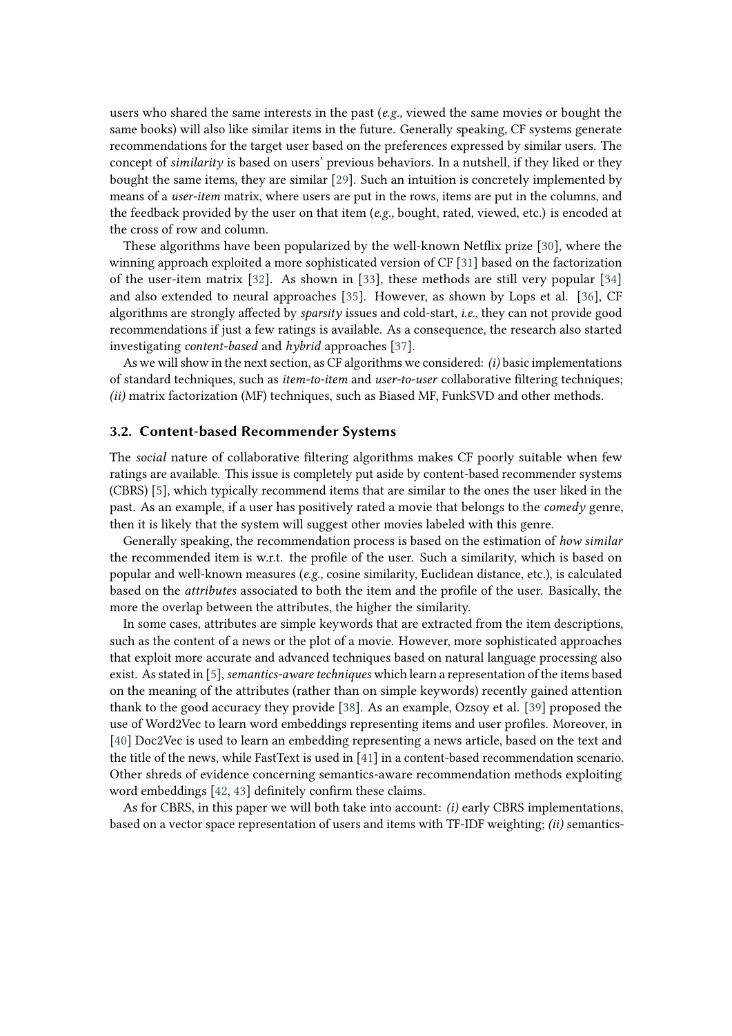users who shared the same interests in the past (*e.g.,* viewed the same movies or bought the same books) will also like similar items in the future. Generally speaking, CF systems generate recommendations for the target user based on the preferences expressed by similar users. The concept of *similarity* is based on users' previous behaviors. In a nutshell, if they liked or they bought the same items, they are similar [29]. Such an intuition is concretely implemented by means of a *user-item* matrix, where users are put in the rows, items are put in the columns, and the feedback provided by the user on that item (*e.g.,* bought, rated, viewed, etc.) is encoded at the cross of row and column.

These algorithms have been popularized by the well-known Netflix prize [30], where the winning approach exploited a more sophisticated version of CF [31] based on the factorization of the user-item matrix [32]. As shown in [33], these methods are still very popular [34] and also extended to neural approaches [35]. However, as shown by Lops et al. [36], CF algorithms are strongly affected by *sparsity* issues and cold-start, *i.e.*, they can not provide good recommendations if just a few ratings is available. As a consequence, the research also started investigating *content-based* and *hybrid* approaches [37].

As we will show in the next section, as CF algorithms we considered: *(i)* basic implementations of standard techniques, such as *item-to-item* and *user-to-user* collaborative filtering techniques; *(ii)* matrix factorization (MF) techniques, such as Biased MF, FunkSVD and other methods.

### 3.2. Content-based Recommender Systems

The *social* nature of collaborative filtering algorithms makes CF poorly suitable when few ratings are available. This issue is completely put aside by content-based recommender systems (CBRS) [5], which typically recommend items that are similar to the ones the user liked in the past. As an example, if a user has positively rated a movie that belongs to the *comedy* genre, then it is likely that the system will suggest other movies labeled with this genre.

Generally speaking, the recommendation process is based on the estimation of *how similar* the recommended item is w.r.t. the profile of the user. Such a similarity, which is based on popular and well-known measures (*e.g.,* cosine similarity, Euclidean distance, etc.), is calculated based on the *attributes* associated to both the item and the profile of the user. Basically, the more the overlap between the attributes, the higher the similarity.

In some cases, attributes are simple keywords that are extracted from the item descriptions, such as the content of a news or the plot of a movie. However, more sophisticated approaches that exploit more accurate and advanced techniques based on natural language processing also exist. As stated in [5], *semantics-aware techniques* which learn a representation of the items based on the meaning of the attributes (rather than on simple keywords) recently gained attention thank to the good accuracy they provide [38]. As an example, Ozsoy et al. [39] proposed the use of Word2Vec to learn word embeddings representing items and user profiles. Moreover, in [40] Doc2Vec is used to learn an embedding representing a news article, based on the text and the title of the news, while FastText is used in [41] in a content-based recommendation scenario. Other shreds of evidence concerning semantics-aware recommendation methods exploiting word embeddings [42, 43] definitely confirm these claims.

As for CBRS, in this paper we will both take into account: *(i)* early CBRS implementations, based on a vector space representation of users and items with TF-IDF weighting; *(ii)* semantics-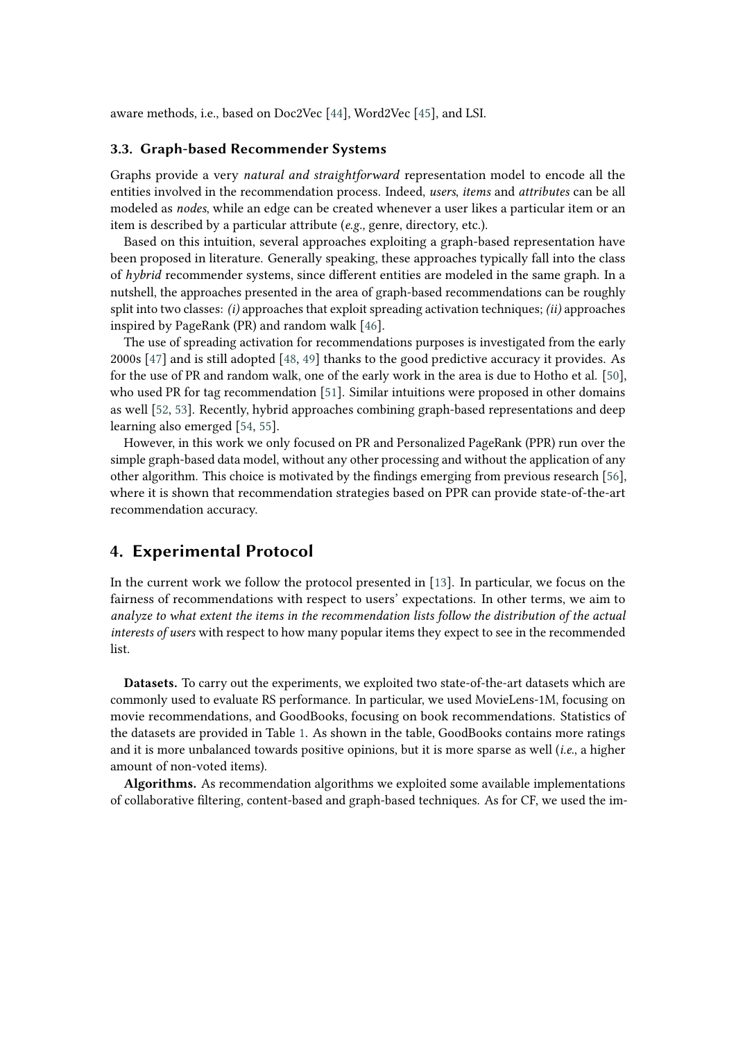aware methods, i.e., based on Doc2Vec [44], Word2Vec [45], and LSI.

### 3.3. Graph-based Recommender Systems

Graphs provide a very *natural and straightforward* representation model to encode all the entities involved in the recommendation process. Indeed, *users*, *items* and *attributes* can be all modeled as *nodes*, while an edge can be created whenever a user likes a particular item or an item is described by a particular attribute (*e.g.,* genre, directory, etc.).

Based on this intuition, several approaches exploiting a graph-based representation have been proposed in literature. Generally speaking, these approaches typically fall into the class of *hybrid* recommender systems, since different entities are modeled in the same graph. In a nutshell, the approaches presented in the area of graph-based recommendations can be roughly split into two classes: *(i)* approaches that exploit spreading activation techniques; *(ii)* approaches inspired by PageRank (PR) and random walk [46].

The use of spreading activation for recommendations purposes is investigated from the early 2000s [47] and is still adopted [48, 49] thanks to the good predictive accuracy it provides. As for the use of PR and random walk, one of the early work in the area is due to Hotho et al. [50], who used PR for tag recommendation [51]. Similar intuitions were proposed in other domains as well [52, 53]. Recently, hybrid approaches combining graph-based representations and deep learning also emerged [54, 55].

However, in this work we only focused on PR and Personalized PageRank (PPR) run over the simple graph-based data model, without any other processing and without the application of any other algorithm. This choice is motivated by the findings emerging from previous research [56], where it is shown that recommendation strategies based on PPR can provide state-of-the-art recommendation accuracy.

## 4. Experimental Protocol

In the current work we follow the protocol presented in [13]. In particular, we focus on the fairness of recommendations with respect to users' expectations. In other terms, we aim to *analyze to what extent the items in the recommendation lists follow the distribution of the actual interests of users* with respect to how many popular items they expect to see in the recommended list.

**Datasets.** To carry out the experiments, we exploited two state-of-the-art datasets which are commonly used to evaluate RS performance. In particular, we used MovieLens-1M, focusing on movie recommendations, and GoodBooks, focusing on book recommendations. Statistics of the datasets are provided in Table 1. As shown in the table, GoodBooks contains more ratings and it is more unbalanced towards positive opinions, but it is more sparse as well (*i.e.*, a higher amount of non-voted items).

**Algorithms.** As recommendation algorithms we exploited some available implementations of collaborative filtering, content-based and graph-based techniques. As for CF, we used the im-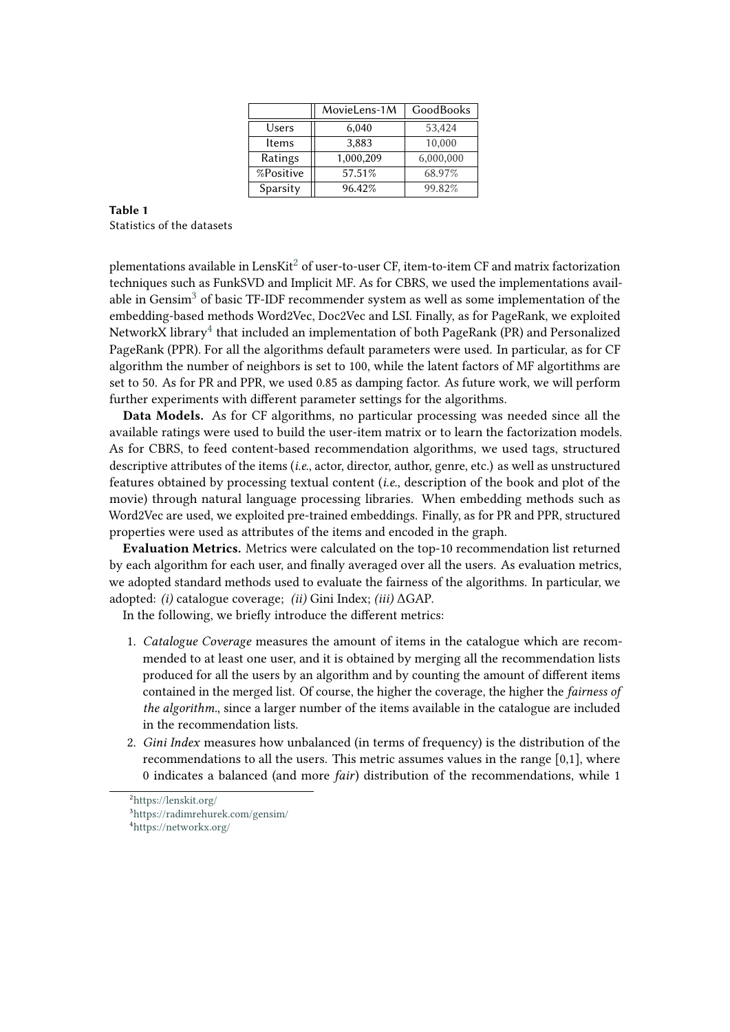|  | MovieLens-1M | GoodBooks |
|---|---|---|
| Users | 6,040 | 53,424 |
| Items | 3,883 | 10,000 |
| Ratings | 1,000,209 | 6,000,000 |
| %Positive | 57.51% | 68.97% |
| Sparsity | 96.42% | 99.82% |

**Table 1**
Statistics of the datasets

plementations available in LensKit[2] of user-to-user CF, item-to-item CF and matrix factorization techniques such as FunkSVD and Implicit MF. As for CBRS, we used the implementations available in Gensim[3] of basic TF-IDF recommender system as well as some implementation of the embedding-based methods Word2Vec, Doc2Vec and LSI. Finally, as for PageRank, we exploited NetworkX library[4] that included an implementation of both PageRank (PR) and Personalized PageRank (PPR). For all the algorithms default parameters were used. In particular, as for CF algorithm the number of neighbors is set to 100, while the latent factors of MF algortithms are set to 50. As for PR and PPR, we used 0.85 as damping factor. As future work, we will perform further experiments with different parameter settings for the algorithms.

**Data Models.** As for CF algorithms, no particular processing was needed since all the available ratings were used to build the user-item matrix or to learn the factorization models. As for CBRS, to feed content-based recommendation algorithms, we used tags, structured descriptive attributes of the items (*i.e.*, actor, director, author, genre, etc.) as well as unstructured features obtained by processing textual content (*i.e.*, description of the book and plot of the movie) through natural language processing libraries. When embedding methods such as Word2Vec are used, we exploited pre-trained embeddings. Finally, as for PR and PPR, structured properties were used as attributes of the items and encoded in the graph.

**Evaluation Metrics.** Metrics were calculated on the top-10 recommendation list returned by each algorithm for each user, and finally averaged over all the users. As evaluation metrics, we adopted standard methods used to evaluate the fairness of the algorithms. In particular, we adopted: *(i)* catalogue coverage; *(ii)* Gini Index; *(iii)* $\Delta$GAP.

In the following, we briefly introduce the different metrics:

1. *Catalogue Coverage* measures the amount of items in the catalogue which are recommended to at least one user, and it is obtained by merging all the recommendation lists produced for all the users by an algorithm and by counting the amount of different items contained in the merged list. Of course, the higher the coverage, the higher the *fairness of the algorithm.*, since a larger number of the items available in the catalogue are included in the recommendation lists.
2. *Gini Index* measures how unbalanced (in terms of frequency) is the distribution of the recommendations to all the users. This metric assumes values in the range [0,1], where 0 indicates a balanced (and more *fair*) distribution of the recommendations, while 1

[2] https://lenskit.org/
[3] https://radimrehurek.com/gensim/
[4] https://networkx.org/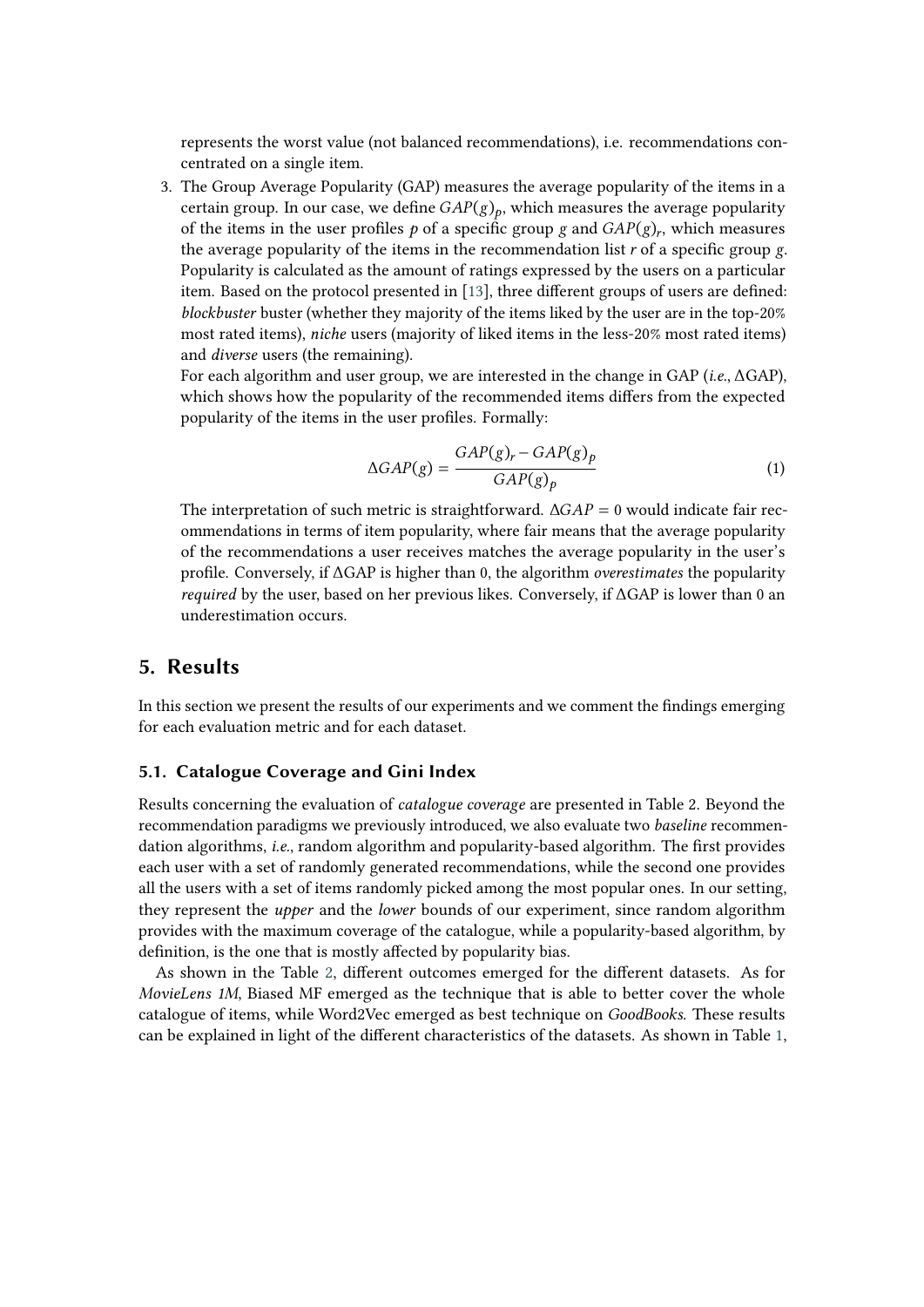represents the worst value (not balanced recommendations), i.e. recommendations concentrated on a single item.

3. The Group Average Popularity (GAP) measures the average popularity of the items in a certain group. In our case, we define $GAP(g)_p$, which measures the average popularity of the items in the user profiles $p$ of a specific group $g$ and $GAP(g)_r$, which measures the average popularity of the items in the recommendation list $r$ of a specific group $g$. Popularity is calculated as the amount of ratings expressed by the users on a particular item. Based on the protocol presented in [13], three different groups of users are defined: *blockbuster* buster (whether they majority of the items liked by the user are in the top-20% most rated items), *niche* users (majority of liked items in the less-20% most rated items) and *diverse* users (the remaining).

   For each algorithm and user group, we are interested in the change in GAP (*i.e.*, ΔGAP), which shows how the popularity of the recommended items differs from the expected popularity of the items in the user profiles. Formally:

$$\Delta GAP(g) = \frac{GAP(g)_r - GAP(g)_p}{GAP(g)_p} \tag{1}$$

   The interpretation of such metric is straightforward. $\Delta GAP = 0$ would indicate fair recommendations in terms of item popularity, where fair means that the average popularity of the recommendations a user receives matches the average popularity in the user's profile. Conversely, if ΔGAP is higher than 0, the algorithm *overestimates* the popularity *required* by the user, based on her previous likes. Conversely, if ΔGAP is lower than 0 an underestimation occurs.

## 5. Results

In this section we present the results of our experiments and we comment the findings emerging for each evaluation metric and for each dataset.

### 5.1. Catalogue Coverage and Gini Index

Results concerning the evaluation of *catalogue coverage* are presented in Table 2. Beyond the recommendation paradigms we previously introduced, we also evaluate two *baseline* recommendation algorithms, *i.e.*, random algorithm and popularity-based algorithm. The first provides each user with a set of randomly generated recommendations, while the second one provides all the users with a set of items randomly picked among the most popular ones. In our setting, they represent the *upper* and the *lower* bounds of our experiment, since random algorithm provides with the maximum coverage of the catalogue, while a popularity-based algorithm, by definition, is the one that is mostly affected by popularity bias.

As shown in the Table 2, different outcomes emerged for the different datasets. As for *MovieLens 1M*, Biased MF emerged as the technique that is able to better cover the whole catalogue of items, while Word2Vec emerged as best technique on *GoodBooks*. These results can be explained in light of the different characteristics of the datasets. As shown in Table 1,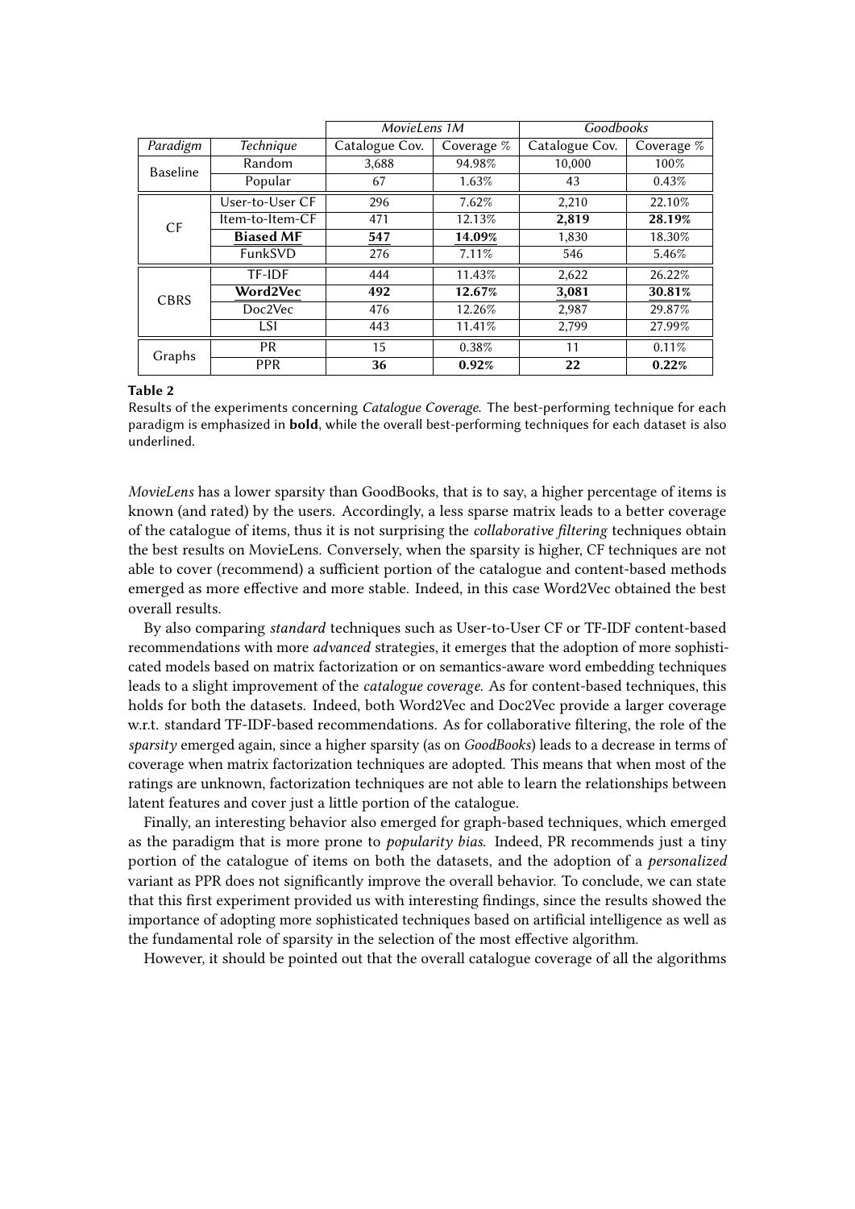| | | *MovieLens 1M* | | *Goodbooks* | |
|---|---|---|---|---|---|
| *Paradigm* | *Technique* | Catalogue Cov. | Coverage % | Catalogue Cov. | Coverage % |
| Baseline | Random | 3,688 | 94.98% | 10,000 | 100% |
| | Popular | 67 | 1.63% | 43 | 0.43% |
| CF | User-to-User CF | 296 | 7.62% | 2,210 | 22.10% |
| | Item-to-Item-CF | 471 | 12.13% | **2,819** | **28.19%** |
| | **Biased MF** | <u>**547**</u> | <u>**14.09%**</u> | 1,830 | 18.30% |
| | FunkSVD | 276 | 7.11% | 546 | 5.46% |
| CBRS | TF-IDF | 444 | 11.43% | 2,622 | 26.22% |
| | **Word2Vec** | **492** | **12.67%** | <u>**3,081**</u> | <u>**30.81%**</u> |
| | Doc2Vec | 476 | 12.26% | 2,987 | 29.87% |
| | LSI | 443 | 11.41% | 2,799 | 27.99% |
| Graphs | PR | 15 | 0.38% | 11 | 0.11% |
| | PPR | **36** | **0.92%** | **22** | **0.22%** |

**Table 2**

Results of the experiments concerning *Catalogue Coverage*. The best-performing technique for each paradigm is emphasized in **bold**, while the overall best-performing techniques for each dataset is also underlined.

*MovieLens* has a lower sparsity than GoodBooks, that is to say, a higher percentage of items is known (and rated) by the users. Accordingly, a less sparse matrix leads to a better coverage of the catalogue of items, thus it is not surprising the *collaborative filtering* techniques obtain the best results on MovieLens. Conversely, when the sparsity is higher, CF techniques are not able to cover (recommend) a sufficient portion of the catalogue and content-based methods emerged as more effective and more stable. Indeed, in this case Word2Vec obtained the best overall results.

By also comparing *standard* techniques such as User-to-User CF or TF-IDF content-based recommendations with more *advanced* strategies, it emerges that the adoption of more sophisticated models based on matrix factorization or on semantics-aware word embedding techniques leads to a slight improvement of the *catalogue coverage*. As for content-based techniques, this holds for both the datasets. Indeed, both Word2Vec and Doc2Vec provide a larger coverage w.r.t. standard TF-IDF-based recommendations. As for collaborative filtering, the role of the *sparsity* emerged again, since a higher sparsity (as on *GoodBooks*) leads to a decrease in terms of coverage when matrix factorization techniques are adopted. This means that when most of the ratings are unknown, factorization techniques are not able to learn the relationships between latent features and cover just a little portion of the catalogue.

Finally, an interesting behavior also emerged for graph-based techniques, which emerged as the paradigm that is more prone to *popularity bias*. Indeed, PR recommends just a tiny portion of the catalogue of items on both the datasets, and the adoption of a *personalized* variant as PPR does not significantly improve the overall behavior. To conclude, we can state that this first experiment provided us with interesting findings, since the results showed the importance of adopting more sophisticated techniques based on artificial intelligence as well as the fundamental role of sparsity in the selection of the most effective algorithm.

However, it should be pointed out that the overall catalogue coverage of all the algorithms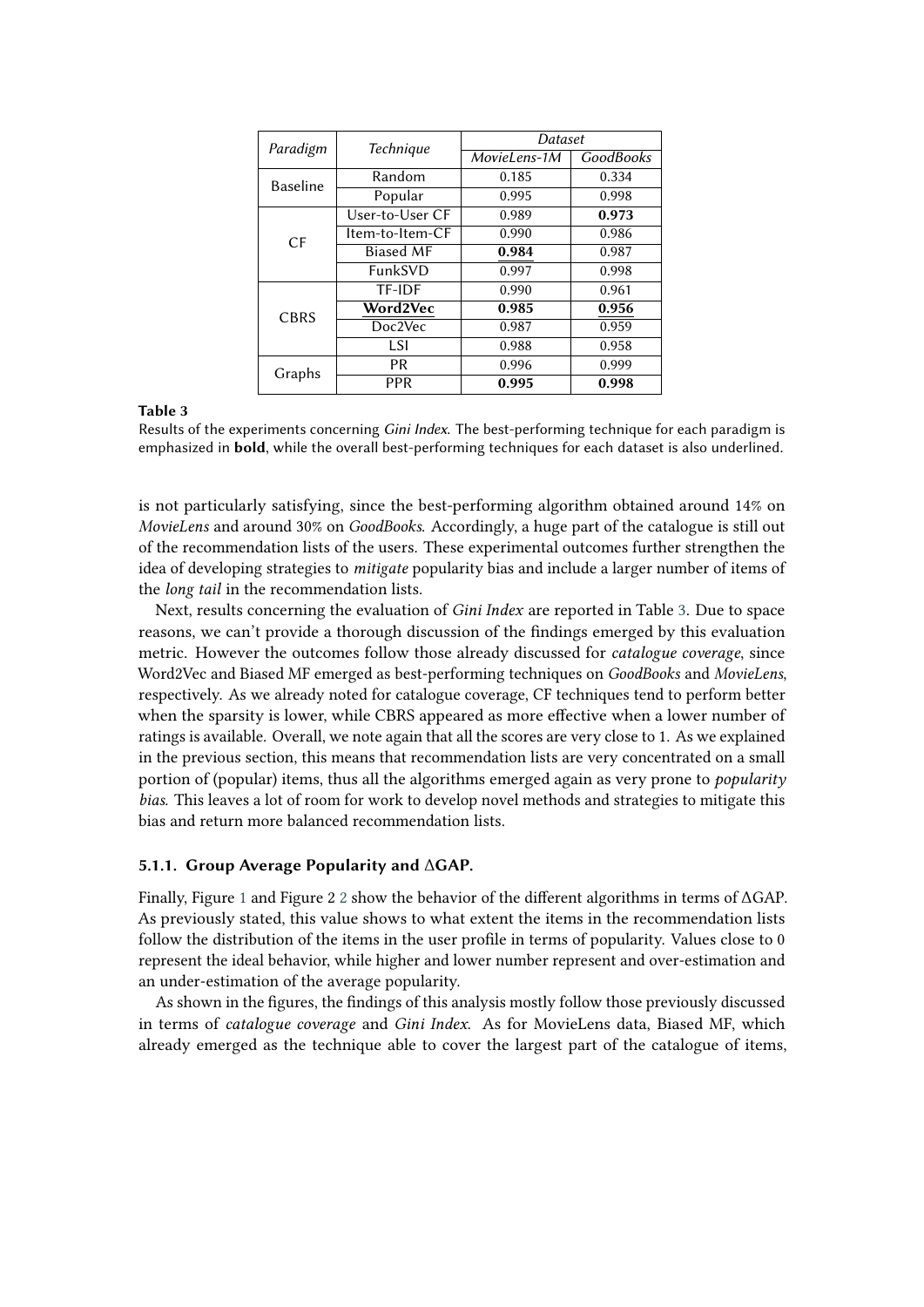| *Paradigm* | *Technique* | *Dataset* | |
|---|---|---|---|
| | | *MovieLens-1M* | *GoodBooks* |
| Baseline | Random | 0.185 | 0.334 |
| | Popular | 0.995 | 0.998 |
| CF | User-to-User CF | 0.989 | **0.973** |
| | Item-to-Item-CF | 0.990 | 0.986 |
| | Biased MF | <u>**0.984**</u> | 0.987 |
| | FunkSVD | 0.997 | 0.998 |
| CBRS | TF-IDF | 0.990 | 0.961 |
| | <u>**Word2Vec**</u> | **0.985** | <u>**0.956**</u> |
| | Doc2Vec | 0.987 | 0.959 |
| | LSI | 0.988 | 0.958 |
| Graphs | PR | 0.996 | 0.999 |
| | PPR | **0.995** | **0.998** |

**Table 3**

Results of the experiments concerning *Gini Index*. The best-performing technique for each paradigm is emphasized in **bold**, while the overall best-performing techniques for each dataset is also underlined.

is not particularly satisfying, since the best-performing algorithm obtained around 14% on *MovieLens* and around 30% on *GoodBooks*. Accordingly, a huge part of the catalogue is still out of the recommendation lists of the users. These experimental outcomes further strengthen the idea of developing strategies to *mitigate* popularity bias and include a larger number of items of the *long tail* in the recommendation lists.

Next, results concerning the evaluation of *Gini Index* are reported in Table 3. Due to space reasons, we can't provide a thorough discussion of the findings emerged by this evaluation metric. However the outcomes follow those already discussed for *catalogue coverage*, since Word2Vec and Biased MF emerged as best-performing techniques on *GoodBooks* and *MovieLens*, respectively. As we already noted for catalogue coverage, CF techniques tend to perform better when the sparsity is lower, while CBRS appeared as more effective when a lower number of ratings is available. Overall, we note again that all the scores are very close to 1. As we explained in the previous section, this means that recommendation lists are very concentrated on a small portion of (popular) items, thus all the algorithms emerged again as very prone to *popularity bias*. This leaves a lot of room for work to develop novel methods and strategies to mitigate this bias and return more balanced recommendation lists.

### 5.1.1. Group Average Popularity and ΔGAP.

Finally, Figure 1 and Figure 2 2 show the behavior of the different algorithms in terms of ΔGAP. As previously stated, this value shows to what extent the items in the recommendation lists follow the distribution of the items in the user profile in terms of popularity. Values close to 0 represent the ideal behavior, while higher and lower number represent and over-estimation and an under-estimation of the average popularity.

As shown in the figures, the findings of this analysis mostly follow those previously discussed in terms of *catalogue coverage* and *Gini Index*. As for MovieLens data, Biased MF, which already emerged as the technique able to cover the largest part of the catalogue of items,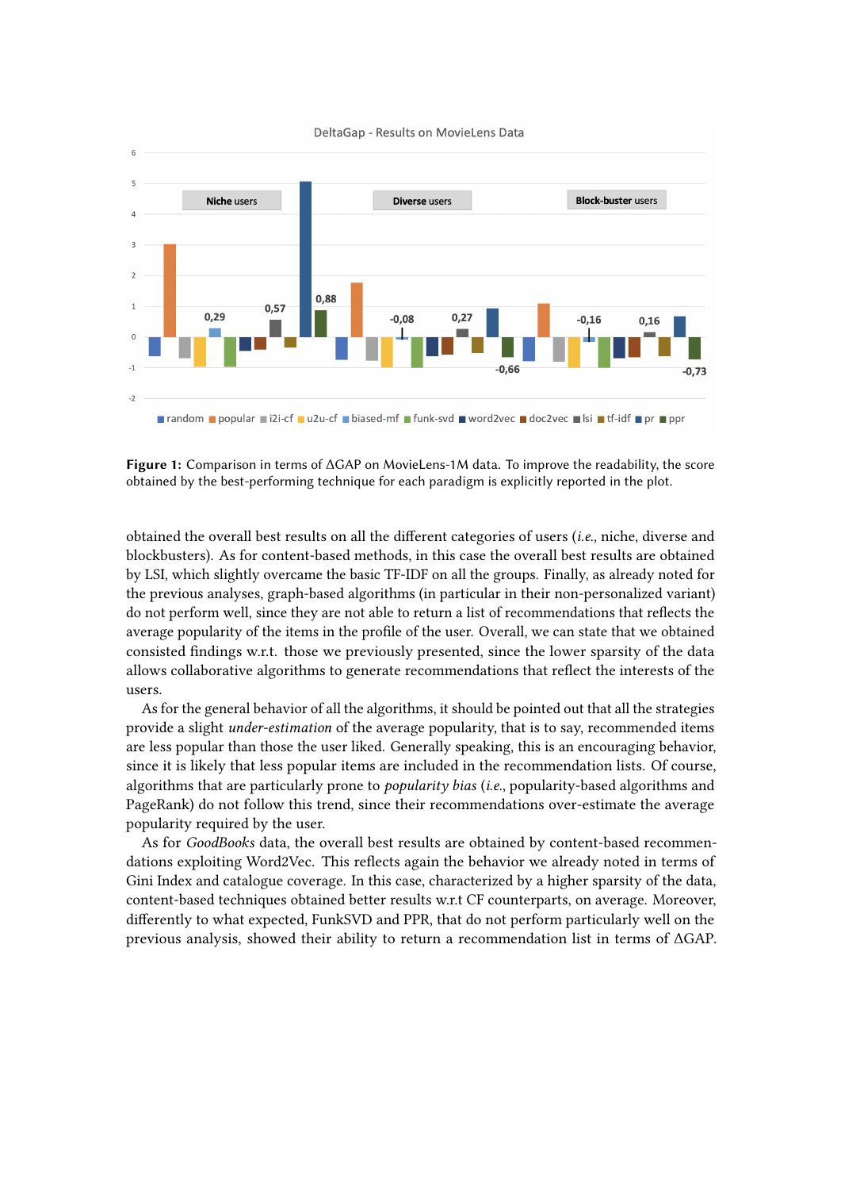**Figure 1:** Comparison in terms of ΔGAP on MovieLens-1M data. To improve the readability, the score obtained by the best-performing technique for each paradigm is explicitly reported in the plot.

obtained the overall best results on all the different categories of users (*i.e.,* niche, diverse and blockbusters). As for content-based methods, in this case the overall best results are obtained by LSI, which slightly overcame the basic TF-IDF on all the groups. Finally, as already noted for the previous analyses, graph-based algorithms (in particular in their non-personalized variant) do not perform well, since they are not able to return a list of recommendations that reflects the average popularity of the items in the profile of the user. Overall, we can state that we obtained consisted findings w.r.t. those we previously presented, since the lower sparsity of the data allows collaborative algorithms to generate recommendations that reflect the interests of the users.

As for the general behavior of all the algorithms, it should be pointed out that all the strategies provide a slight *under-estimation* of the average popularity, that is to say, recommended items are less popular than those the user liked. Generally speaking, this is an encouraging behavior, since it is likely that less popular items are included in the recommendation lists. Of course, algorithms that are particularly prone to *popularity bias* (*i.e.*, popularity-based algorithms and PageRank) do not follow this trend, since their recommendations over-estimate the average popularity required by the user.

As for *GoodBooks* data, the overall best results are obtained by content-based recommendations exploiting Word2Vec. This reflects again the behavior we already noted in terms of Gini Index and catalogue coverage. In this case, characterized by a higher sparsity of the data, content-based techniques obtained better results w.r.t CF counterparts, on average. Moreover, differently to what expected, FunkSVD and PPR, that do not perform particularly well on the previous analysis, showed their ability to return a recommendation list in terms of ΔGAP.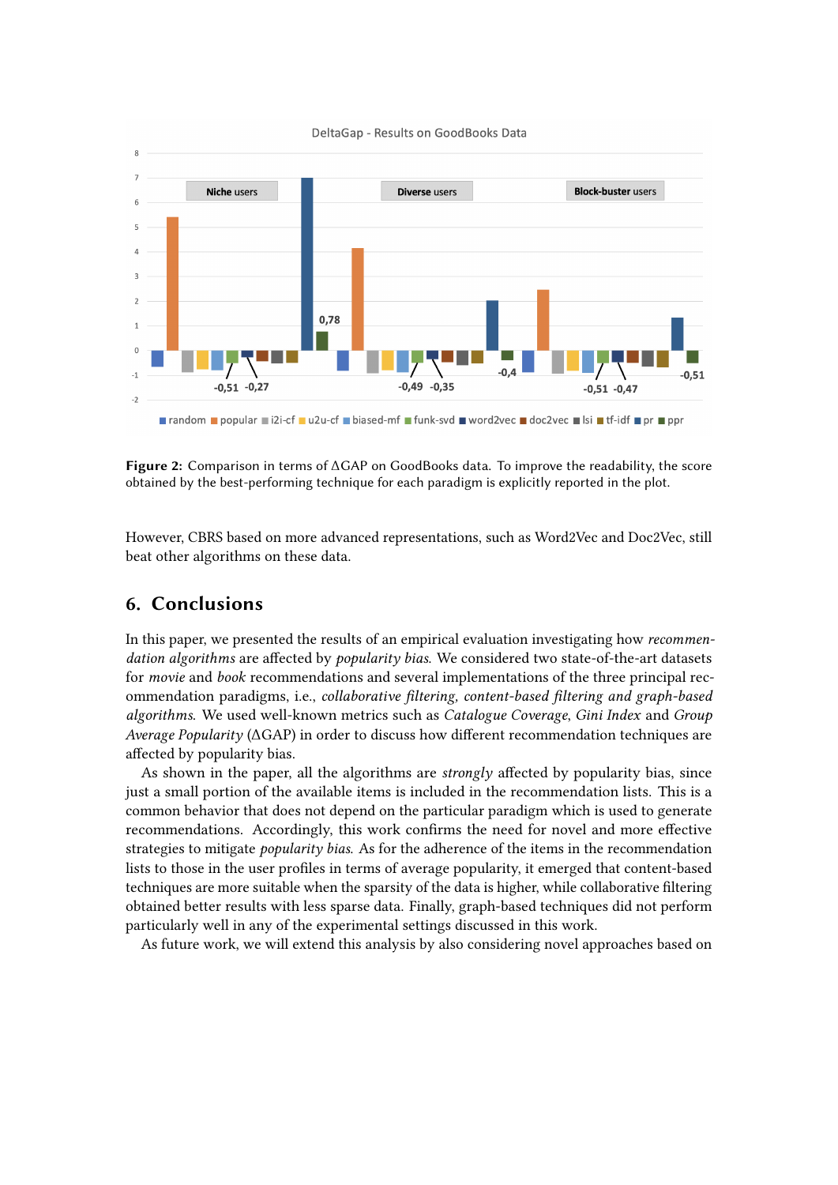**Figure 2:** Comparison in terms of ΔGAP on GoodBooks data. To improve the readability, the score obtained by the best-performing technique for each paradigm is explicitly reported in the plot.

However, CBRS based on more advanced representations, such as Word2Vec and Doc2Vec, still beat other algorithms on these data.

## 6. Conclusions

In this paper, we presented the results of an empirical evaluation investigating how *recommendation algorithms* are affected by *popularity bias*. We considered two state-of-the-art datasets for *movie* and *book* recommendations and several implementations of the three principal recommendation paradigms, i.e., *collaborative filtering, content-based filtering and graph-based algorithms*. We used well-known metrics such as *Catalogue Coverage*, *Gini Index* and *Group Average Popularity* (ΔGAP) in order to discuss how different recommendation techniques are affected by popularity bias.

As shown in the paper, all the algorithms are *strongly* affected by popularity bias, since just a small portion of the available items is included in the recommendation lists. This is a common behavior that does not depend on the particular paradigm which is used to generate recommendations. Accordingly, this work confirms the need for novel and more effective strategies to mitigate *popularity bias*. As for the adherence of the items in the recommendation lists to those in the user profiles in terms of average popularity, it emerged that content-based techniques are more suitable when the sparsity of the data is higher, while collaborative filtering obtained better results with less sparse data. Finally, graph-based techniques did not perform particularly well in any of the experimental settings discussed in this work.

As future work, we will extend this analysis by also considering novel approaches based on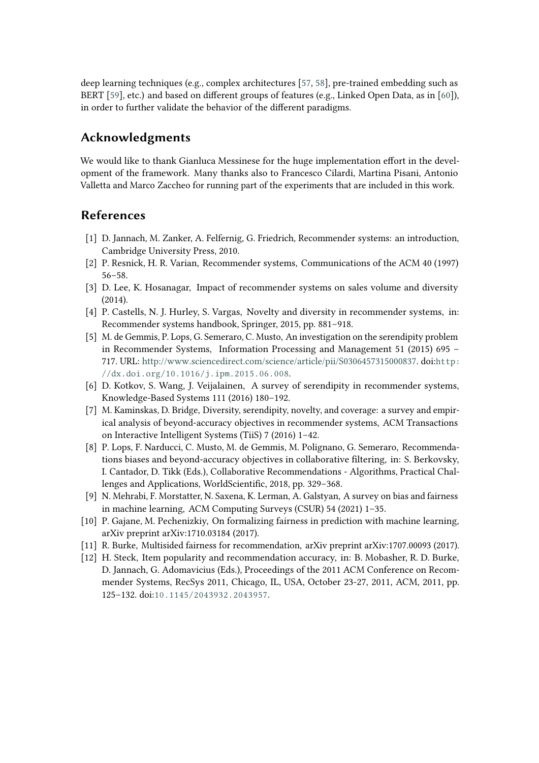deep learning techniques (e.g., complex architectures [57, 58], pre-trained embedding such as BERT [59], etc.) and based on different groups of features (e.g., Linked Open Data, as in [60]), in order to further validate the behavior of the different paradigms.

## Acknowledgments

We would like to thank Gianluca Messinese for the huge implementation effort in the development of the framework. Many thanks also to Francesco Cilardi, Martina Pisani, Antonio Valletta and Marco Zaccheo for running part of the experiments that are included in this work.

## References

[1] D. Jannach, M. Zanker, A. Felfernig, G. Friedrich, Recommender systems: an introduction, Cambridge University Press, 2010.

[2] P. Resnick, H. R. Varian, Recommender systems, Communications of the ACM 40 (1997) 56–58.

[3] D. Lee, K. Hosanagar, Impact of recommender systems on sales volume and diversity (2014).

[4] P. Castells, N. J. Hurley, S. Vargas, Novelty and diversity in recommender systems, in: Recommender systems handbook, Springer, 2015, pp. 881–918.

[5] M. de Gemmis, P. Lops, G. Semeraro, C. Musto, An investigation on the serendipity problem in Recommender Systems, Information Processing and Management 51 (2015) 695 – 717. URL: http://www.sciencedirect.com/science/article/pii/S0306457315000837. doi:http://dx.doi.org/10.1016/j.ipm.2015.06.008.

[6] D. Kotkov, S. Wang, J. Veijalainen, A survey of serendipity in recommender systems, Knowledge-Based Systems 111 (2016) 180–192.

[7] M. Kaminskas, D. Bridge, Diversity, serendipity, novelty, and coverage: a survey and empirical analysis of beyond-accuracy objectives in recommender systems, ACM Transactions on Interactive Intelligent Systems (TiiS) 7 (2016) 1–42.

[8] P. Lops, F. Narducci, C. Musto, M. de Gemmis, M. Polignano, G. Semeraro, Recommendations biases and beyond-accuracy objectives in collaborative filtering, in: S. Berkovsky, I. Cantador, D. Tikk (Eds.), Collaborative Recommendations - Algorithms, Practical Challenges and Applications, WorldScientific, 2018, pp. 329–368.

[9] N. Mehrabi, F. Morstatter, N. Saxena, K. Lerman, A. Galstyan, A survey on bias and fairness in machine learning, ACM Computing Surveys (CSUR) 54 (2021) 1–35.

[10] P. Gajane, M. Pechenizkiy, On formalizing fairness in prediction with machine learning, arXiv preprint arXiv:1710.03184 (2017).

[11] R. Burke, Multisided fairness for recommendation, arXiv preprint arXiv:1707.00093 (2017).

[12] H. Steck, Item popularity and recommendation accuracy, in: B. Mobasher, R. D. Burke, D. Jannach, G. Adomavicius (Eds.), Proceedings of the 2011 ACM Conference on Recommender Systems, RecSys 2011, Chicago, IL, USA, October 23-27, 2011, ACM, 2011, pp. 125–132. doi:10.1145/2043932.2043957.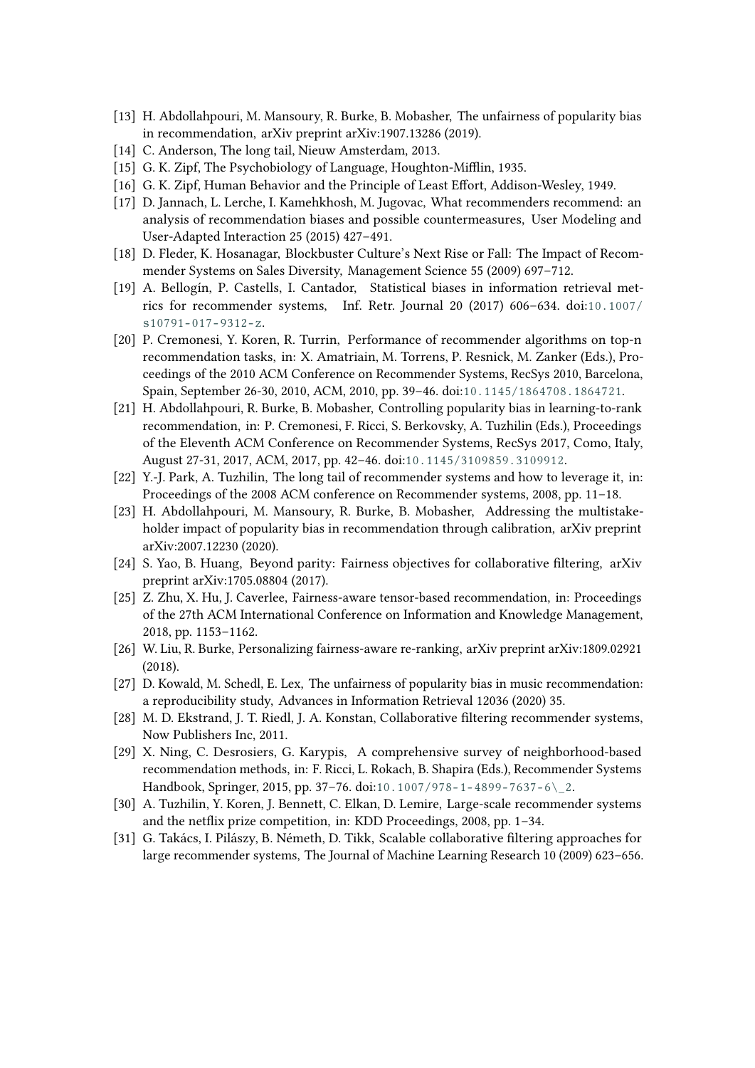[13] H. Abdollahpouri, M. Mansoury, R. Burke, B. Mobasher, The unfairness of popularity bias in recommendation, arXiv preprint arXiv:1907.13286 (2019).

[14] C. Anderson, The long tail, Nieuw Amsterdam, 2013.

[15] G. K. Zipf, The Psychobiology of Language, Houghton-Mifflin, 1935.

[16] G. K. Zipf, Human Behavior and the Principle of Least Effort, Addison-Wesley, 1949.

[17] D. Jannach, L. Lerche, I. Kamehkhosh, M. Jugovac, What recommenders recommend: an analysis of recommendation biases and possible countermeasures, User Modeling and User-Adapted Interaction 25 (2015) 427–491.

[18] D. Fleder, K. Hosanagar, Blockbuster Culture's Next Rise or Fall: The Impact of Recommender Systems on Sales Diversity, Management Science 55 (2009) 697–712.

[19] A. Bellogín, P. Castells, I. Cantador, Statistical biases in information retrieval metrics for recommender systems, Inf. Retr. Journal 20 (2017) 606–634. doi:10.1007/s10791-017-9312-z.

[20] P. Cremonesi, Y. Koren, R. Turrin, Performance of recommender algorithms on top-n recommendation tasks, in: X. Amatriain, M. Torrens, P. Resnick, M. Zanker (Eds.), Proceedings of the 2010 ACM Conference on Recommender Systems, RecSys 2010, Barcelona, Spain, September 26-30, 2010, ACM, 2010, pp. 39–46. doi:10.1145/1864708.1864721.

[21] H. Abdollahpouri, R. Burke, B. Mobasher, Controlling popularity bias in learning-to-rank recommendation, in: P. Cremonesi, F. Ricci, S. Berkovsky, A. Tuzhilin (Eds.), Proceedings of the Eleventh ACM Conference on Recommender Systems, RecSys 2017, Como, Italy, August 27-31, 2017, ACM, 2017, pp. 42–46. doi:10.1145/3109859.3109912.

[22] Y.-J. Park, A. Tuzhilin, The long tail of recommender systems and how to leverage it, in: Proceedings of the 2008 ACM conference on Recommender systems, 2008, pp. 11–18.

[23] H. Abdollahpouri, M. Mansoury, R. Burke, B. Mobasher, Addressing the multistakeholder impact of popularity bias in recommendation through calibration, arXiv preprint arXiv:2007.12230 (2020).

[24] S. Yao, B. Huang, Beyond parity: Fairness objectives for collaborative filtering, arXiv preprint arXiv:1705.08804 (2017).

[25] Z. Zhu, X. Hu, J. Caverlee, Fairness-aware tensor-based recommendation, in: Proceedings of the 27th ACM International Conference on Information and Knowledge Management, 2018, pp. 1153–1162.

[26] W. Liu, R. Burke, Personalizing fairness-aware re-ranking, arXiv preprint arXiv:1809.02921 (2018).

[27] D. Kowald, M. Schedl, E. Lex, The unfairness of popularity bias in music recommendation: a reproducibility study, Advances in Information Retrieval 12036 (2020) 35.

[28] M. D. Ekstrand, J. T. Riedl, J. A. Konstan, Collaborative filtering recommender systems, Now Publishers Inc, 2011.

[29] X. Ning, C. Desrosiers, G. Karypis, A comprehensive survey of neighborhood-based recommendation methods, in: F. Ricci, L. Rokach, B. Shapira (Eds.), Recommender Systems Handbook, Springer, 2015, pp. 37–76. doi:10.1007/978-1-4899-7637-6\_2.

[30] A. Tuzhilin, Y. Koren, J. Bennett, C. Elkan, D. Lemire, Large-scale recommender systems and the netflix prize competition, in: KDD Proceedings, 2008, pp. 1–34.

[31] G. Takács, I. Pilászy, B. Németh, D. Tikk, Scalable collaborative filtering approaches for large recommender systems, The Journal of Machine Learning Research 10 (2009) 623–656.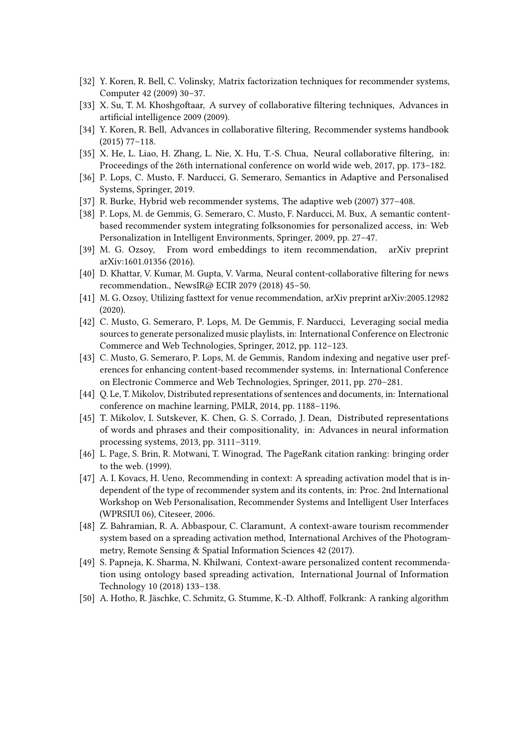[32] Y. Koren, R. Bell, C. Volinsky, Matrix factorization techniques for recommender systems, Computer 42 (2009) 30–37.

[33] X. Su, T. M. Khoshgoftaar, A survey of collaborative filtering techniques, Advances in artificial intelligence 2009 (2009).

[34] Y. Koren, R. Bell, Advances in collaborative filtering, Recommender systems handbook (2015) 77–118.

[35] X. He, L. Liao, H. Zhang, L. Nie, X. Hu, T.-S. Chua, Neural collaborative filtering, in: Proceedings of the 26th international conference on world wide web, 2017, pp. 173–182.

[36] P. Lops, C. Musto, F. Narducci, G. Semeraro, Semantics in Adaptive and Personalised Systems, Springer, 2019.

[37] R. Burke, Hybrid web recommender systems, The adaptive web (2007) 377–408.

[38] P. Lops, M. de Gemmis, G. Semeraro, C. Musto, F. Narducci, M. Bux, A semantic content-based recommender system integrating folksonomies for personalized access, in: Web Personalization in Intelligent Environments, Springer, 2009, pp. 27–47.

[39] M. G. Ozsoy, From word embeddings to item recommendation, arXiv preprint arXiv:1601.01356 (2016).

[40] D. Khattar, V. Kumar, M. Gupta, V. Varma, Neural content-collaborative filtering for news recommendation., NewsIR@ ECIR 2079 (2018) 45–50.

[41] M. G. Ozsoy, Utilizing fasttext for venue recommendation, arXiv preprint arXiv:2005.12982 (2020).

[42] C. Musto, G. Semeraro, P. Lops, M. De Gemmis, F. Narducci, Leveraging social media sources to generate personalized music playlists, in: International Conference on Electronic Commerce and Web Technologies, Springer, 2012, pp. 112–123.

[43] C. Musto, G. Semeraro, P. Lops, M. de Gemmis, Random indexing and negative user preferences for enhancing content-based recommender systems, in: International Conference on Electronic Commerce and Web Technologies, Springer, 2011, pp. 270–281.

[44] Q. Le, T. Mikolov, Distributed representations of sentences and documents, in: International conference on machine learning, PMLR, 2014, pp. 1188–1196.

[45] T. Mikolov, I. Sutskever, K. Chen, G. S. Corrado, J. Dean, Distributed representations of words and phrases and their compositionality, in: Advances in neural information processing systems, 2013, pp. 3111–3119.

[46] L. Page, S. Brin, R. Motwani, T. Winograd, The PageRank citation ranking: bringing order to the web. (1999).

[47] A. I. Kovacs, H. Ueno, Recommending in context: A spreading activation model that is independent of the type of recommender system and its contents, in: Proc. 2nd International Workshop on Web Personalisation, Recommender Systems and Intelligent User Interfaces (WPRSIUI 06), Citeseer, 2006.

[48] Z. Bahramian, R. A. Abbaspour, C. Claramunt, A context-aware tourism recommender system based on a spreading activation method, International Archives of the Photogrammetry, Remote Sensing & Spatial Information Sciences 42 (2017).

[49] S. Papneja, K. Sharma, N. Khilwani, Context-aware personalized content recommendation using ontology based spreading activation, International Journal of Information Technology 10 (2018) 133–138.

[50] A. Hotho, R. Jäschke, C. Schmitz, G. Stumme, K.-D. Althoff, Folkrank: A ranking algorithm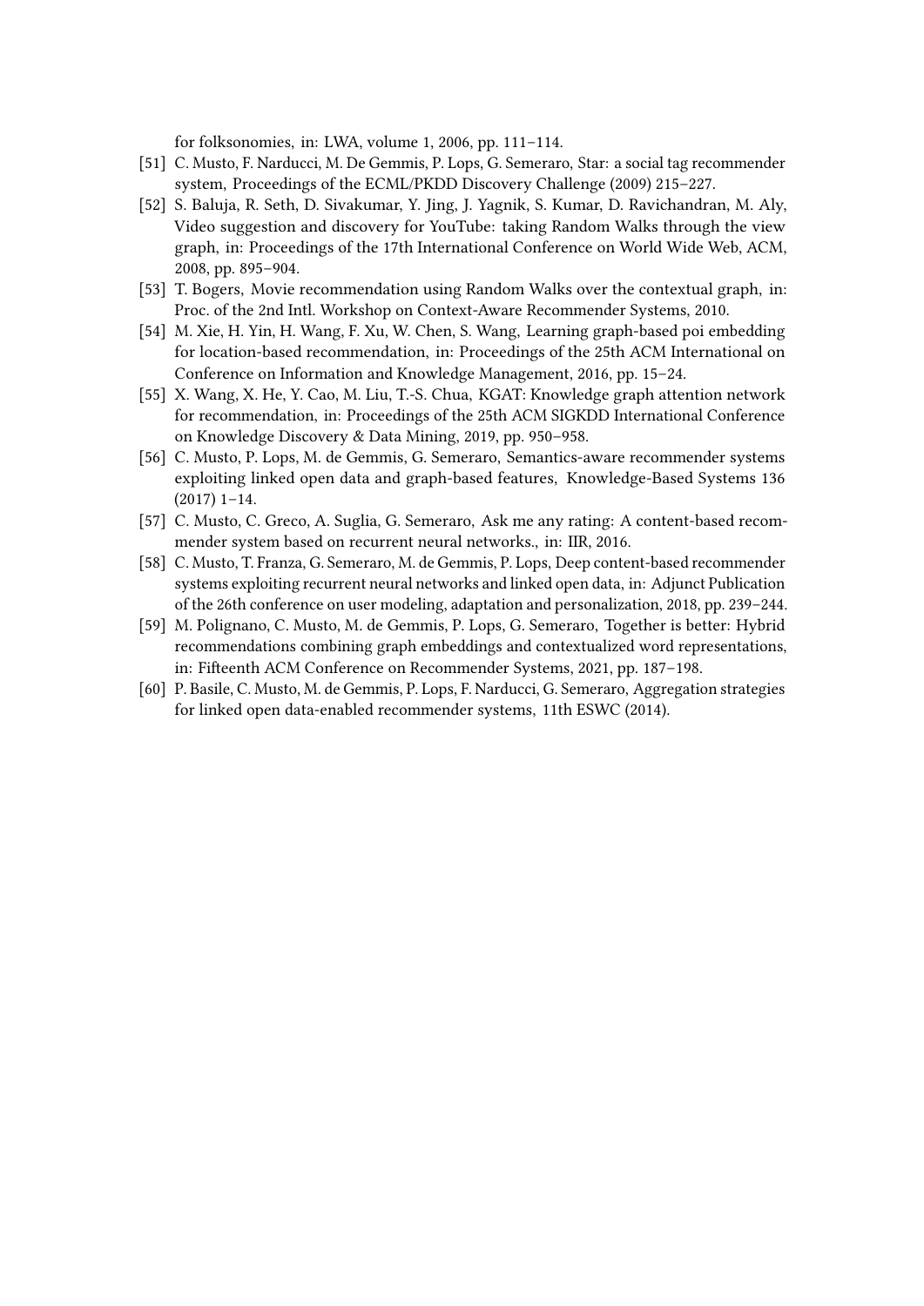for folksonomies, in: LWA, volume 1, 2006, pp. 111–114.

[51] C. Musto, F. Narducci, M. De Gemmis, P. Lops, G. Semeraro, Star: a social tag recommender system, Proceedings of the ECML/PKDD Discovery Challenge (2009) 215–227.

[52] S. Baluja, R. Seth, D. Sivakumar, Y. Jing, J. Yagnik, S. Kumar, D. Ravichandran, M. Aly, Video suggestion and discovery for YouTube: taking Random Walks through the view graph, in: Proceedings of the 17th International Conference on World Wide Web, ACM, 2008, pp. 895–904.

[53] T. Bogers, Movie recommendation using Random Walks over the contextual graph, in: Proc. of the 2nd Intl. Workshop on Context-Aware Recommender Systems, 2010.

[54] M. Xie, H. Yin, H. Wang, F. Xu, W. Chen, S. Wang, Learning graph-based poi embedding for location-based recommendation, in: Proceedings of the 25th ACM International on Conference on Information and Knowledge Management, 2016, pp. 15–24.

[55] X. Wang, X. He, Y. Cao, M. Liu, T.-S. Chua, KGAT: Knowledge graph attention network for recommendation, in: Proceedings of the 25th ACM SIGKDD International Conference on Knowledge Discovery & Data Mining, 2019, pp. 950–958.

[56] C. Musto, P. Lops, M. de Gemmis, G. Semeraro, Semantics-aware recommender systems exploiting linked open data and graph-based features, Knowledge-Based Systems 136 (2017) 1–14.

[57] C. Musto, C. Greco, A. Suglia, G. Semeraro, Ask me any rating: A content-based recommender system based on recurrent neural networks., in: IIR, 2016.

[58] C. Musto, T. Franza, G. Semeraro, M. de Gemmis, P. Lops, Deep content-based recommender systems exploiting recurrent neural networks and linked open data, in: Adjunct Publication of the 26th conference on user modeling, adaptation and personalization, 2018, pp. 239–244.

[59] M. Polignano, C. Musto, M. de Gemmis, P. Lops, G. Semeraro, Together is better: Hybrid recommendations combining graph embeddings and contextualized word representations, in: Fifteenth ACM Conference on Recommender Systems, 2021, pp. 187–198.

[60] P. Basile, C. Musto, M. de Gemmis, P. Lops, F. Narducci, G. Semeraro, Aggregation strategies for linked open data-enabled recommender systems, 11th ESWC (2014).